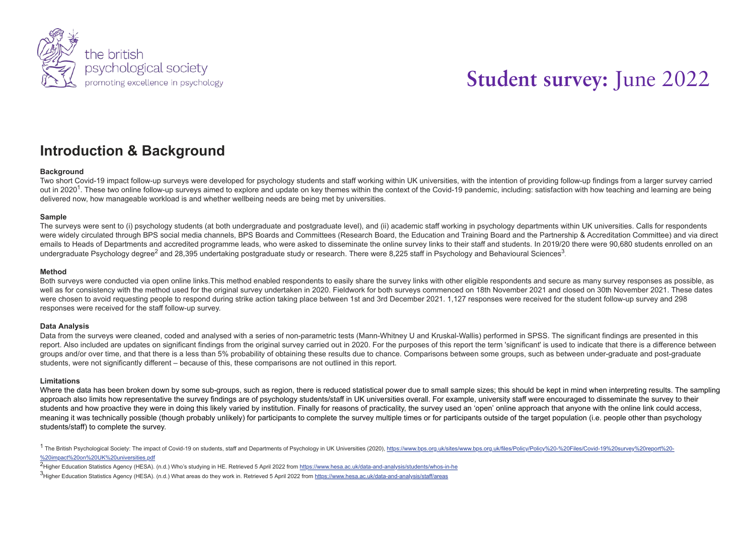the british psychological society
promoting excellence in psychology

# Student survey: June 2022

## Introduction & Background

### Background

Two short Covid-19 impact follow-up surveys were developed for psychology students and staff working within UK universities, with the intention of providing follow-up findings from a larger survey carried out in 2020[1]. These two online follow-up surveys aimed to explore and update on key themes within the context of the Covid-19 pandemic, including: satisfaction with how teaching and learning are being delivered now, how manageable workload is and whether wellbeing needs are being met by universities.

### Sample

The surveys were sent to (i) psychology students (at both undergraduate and postgraduate level), and (ii) academic staff working in psychology departments within UK universities. Calls for respondents were widely circulated through BPS social media channels, BPS Boards and Committees (Research Board, the Education and Training Board and the Partnership & Accreditation Committee) and via direct emails to Heads of Departments and accredited programme leads, who were asked to disseminate the online survey links to their staff and students. In 2019/20 there were 90,680 students enrolled on an undergraduate Psychology degree[2] and 28,395 undertaking postgraduate study or research. There were 8,225 staff in Psychology and Behavioural Sciences[3].

### Method

Both surveys were conducted via open online links.This method enabled respondents to easily share the survey links with other eligible respondents and secure as many survey responses as possible, as well as for consistency with the method used for the original survey undertaken in 2020. Fieldwork for both surveys commenced on 18th November 2021 and closed on 30th November 2021. These dates were chosen to avoid requesting people to respond during strike action taking place between 1st and 3rd December 2021. 1,127 responses were received for the student follow-up survey and 298 responses were received for the staff follow-up survey.

### Data Analysis

Data from the surveys were cleaned, coded and analysed with a series of non-parametric tests (Mann-Whitney U and Kruskal-Wallis) performed in SPSS. The significant findings are presented in this report. Also included are updates on significant findings from the original survey carried out in 2020. For the purposes of this report the term 'significant' is used to indicate that there is a difference between groups and/or over time, and that there is a less than 5% probability of obtaining these results due to chance. Comparisons between some groups, such as between under-graduate and post-graduate students, were not significantly different – because of this, these comparisons are not outlined in this report.

### Limitations

Where the data has been broken down by some sub-groups, such as region, there is reduced statistical power due to small sample sizes; this should be kept in mind when interpreting results. The sampling approach also limits how representative the survey findings are of psychology students/staff in UK universities overall. For example, university staff were encouraged to disseminate the survey to their students and how proactive they were in doing this likely varied by institution. Finally for reasons of practicality, the survey used an 'open' online approach that anyone with the online link could access, meaning it was technically possible (though probably unlikely) for participants to complete the survey multiple times or for participants outside of the target population (i.e. people other than psychology students/staff) to complete the survey.

---

[1] The British Psychological Society: The impact of Covid-19 on students, staff and Departments of Psychology in UK Universities (2020), https://www.bps.org.uk/sites/www.bps.org.uk/files/Policy/Policy%20-%20Files/Covid-19%20survey%20report%20-%20impact%20on%20UK%20universities.pdf

[2] Higher Education Statistics Agency (HESA). (n.d.) Who's studying in HE. Retrieved 5 April 2022 from https://www.hesa.ac.uk/data-and-analysis/students/whos-in-he

[3] Higher Education Statistics Agency (HESA). (n.d.) What areas do they work in. Retrieved 5 April 2022 from https://www.hesa.ac.uk/data-and-analysis/staff/areas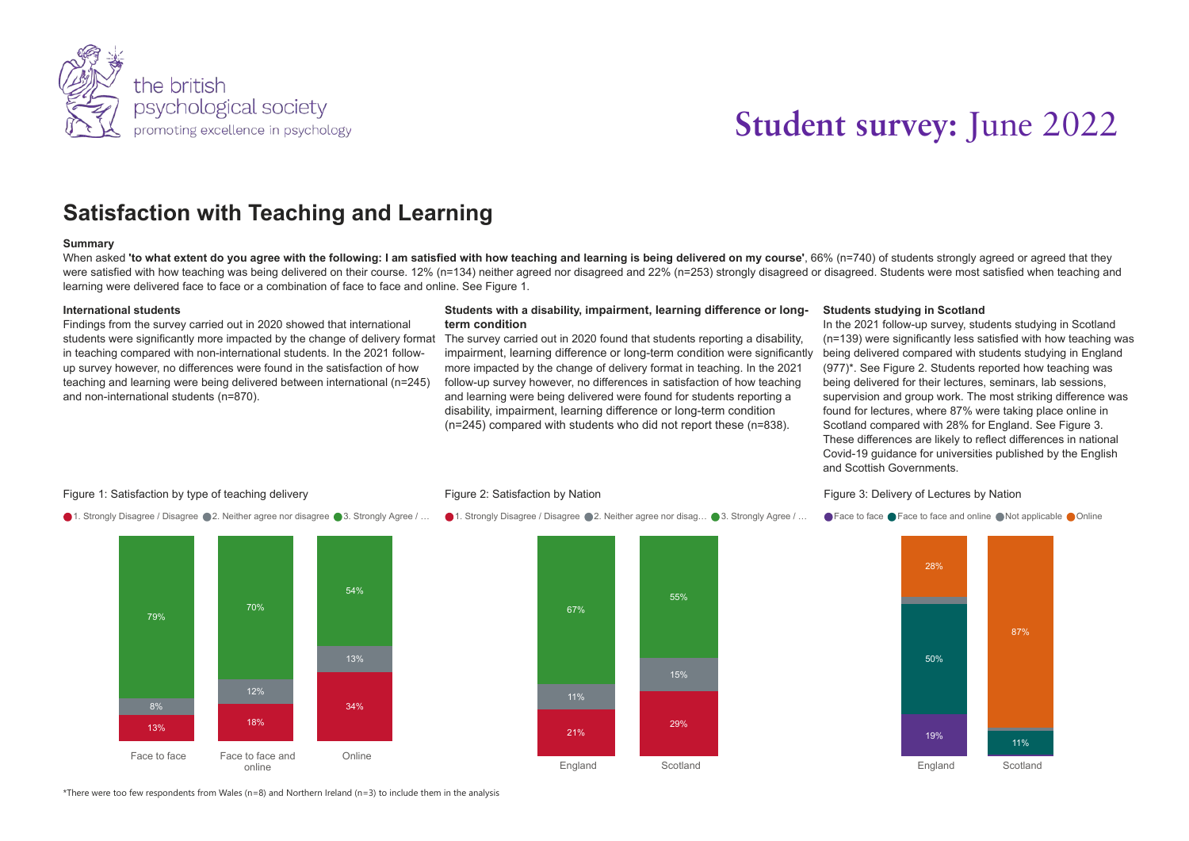# Student survey: June 2022

## Satisfaction with Teaching and Learning

**Summary**

When asked **'to what extent do you agree with the following: I am satisfied with how teaching and learning is being delivered on my course'**, 66% (n=740) of students strongly agreed or agreed that they were satisfied with how teaching was being delivered on their course. 12% (n=134) neither agreed nor disagreed and 22% (n=253) strongly disagreed or disagreed. Students were most satisfied when teaching and learning were delivered face to face or a combination of face to face and online. See Figure 1.

**International students**

Findings from the survey carried out in 2020 showed that international students were significantly more impacted by the change of delivery format in teaching compared with non-international students. In the 2021 follow-up survey however, no differences were found in the satisfaction of how teaching and learning were being delivered between international (n=245) and non-international students (n=870).

**Students with a disability, impairment, learning difference or long-term condition**

The survey carried out in 2020 found that students reporting a disability, impairment, learning difference or long-term condition were significantly more impacted by the change of delivery format in teaching. In the 2021 follow-up survey however, no differences in satisfaction of how teaching and learning were being delivered were found for students reporting a disability, impairment, learning difference or long-term condition (n=245) compared with students who did not report these (n=838).

**Students studying in Scotland**

In the 2021 follow-up survey, students studying in Scotland (n=139) were significantly less satisfied with how teaching was being delivered compared with students studying in England (977)*. See Figure 2. Students reported how teaching was being delivered for their lectures, seminars, lab sessions, supervision and group work. The most striking difference was found for lectures, where 87% were taking place online in Scotland compared with 28% for England. See Figure 3. These differences are likely to reflect differences in national Covid-19 guidance for universities published by the English and Scottish Governments.

Figure 1: Satisfaction by type of teaching delivery

| | Face to face | Face to face and online | Online |
|---|---|---|---|
| 1. Strongly Disagree / Disagree | 13% | 18% | 34% |
| 2. Neither agree nor disagree | 8% | 12% | 13% |
| 3. Strongly Agree / … | 79% | 70% | 54% |

Figure 2: Satisfaction by Nation

| | England | Scotland |
|---|---|---|
| 1. Strongly Disagree / Disagree | 21% | 29% |
| 2. Neither agree nor disag… | 11% | 15% |
| 3. Strongly Agree / … | 67% | 55% |

Figure 3: Delivery of Lectures by Nation

| | England | Scotland |
|---|---|---|
| Face to face | 19% | |
| Face to face and online | 50% | 11% |
| Not applicable | | |
| Online | 28% | 87% |

*There were too few respondents from Wales (n=8) and Northern Ireland (n=3) to include them in the analysis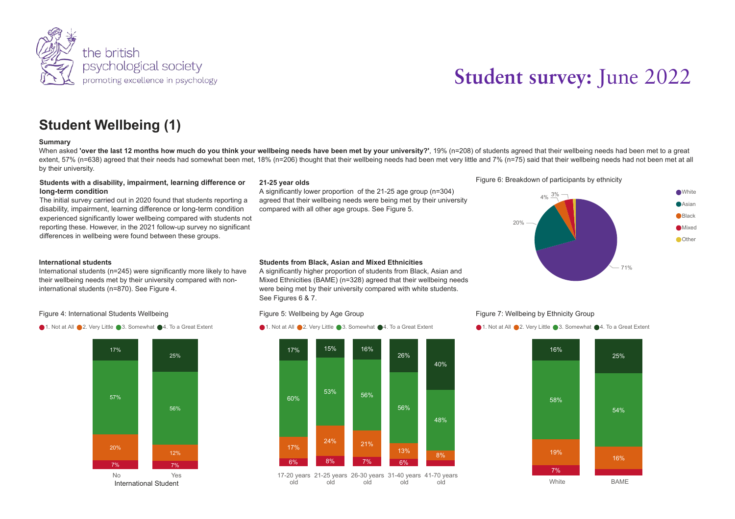the british psychological society
promoting excellence in psychology

# Student survey: June 2022

## Student Wellbeing (1)

**Summary**

When asked **'over the last 12 months how much do you think your wellbeing needs have been met by your university?'**, 19% (n=208) of students agreed that their wellbeing needs had been met to a great extent, 57% (n=638) agreed that their needs had somewhat been met, 18% (n=206) thought that their wellbeing needs had been met very little and 7% (n=75) said that their wellbeing needs had not been met at all by their university.

**Students with a disability, impairment, learning difference or long-term condition**

The initial survey carried out in 2020 found that students reporting a disability, impairment, learning difference or long-term condition experienced significantly lower wellbeing compared with students not reporting these. However, in the 2021 follow-up survey no significant differences in wellbeing were found between these groups.

**21-25 year olds**

A significantly lower proportion of the 21-25 age group (n=304) agreed that their wellbeing needs were being met by their university compared with all other age groups. See Figure 5.

**International students**

International students (n=245) were significantly more likely to have their wellbeing needs met by their university compared with non-international students (n=870). See Figure 4.

**Students from Black, Asian and Mixed Ethnicities**

A significantly higher proportion of students from Black, Asian and Mixed Ethnicities (BAME) (n=328) agreed that their wellbeing needs were being met by their university compared with white students. See Figures 6 & 7.

Figure 6: Breakdown of participants by ethnicity

White
Asian
Black
Mixed
Other

71%
20%
4%
3%

Figure 4: International Students Wellbeing

1. Not at All 2. Very Little 3. Somewhat 4. To a Great Extent

No: 17%, 57%, 20%, 7%
Yes: 25%, 56%, 12%, 7%

International Student

Figure 5: Wellbeing by Age Group

1. Not at All 2. Very Little 3. Somewhat 4. To a Great Extent

17-20 years old: 17%, 60%, 17%, 6%
21-25 years old: 15%, 53%, 24%, 8%
26-30 years old: 16%, 56%, 21%, 7%
31-40 years old: 26%, 56%, 13%, 6%
41-70 years old: 40%, 48%, 8%

Figure 7: Wellbeing by Ethnicity Group

1. Not at All 2. Very Little 3. Somewhat 4. To a Great Extent

White: 16%, 58%, 19%, 7%
BAME: 25%, 54%, 16%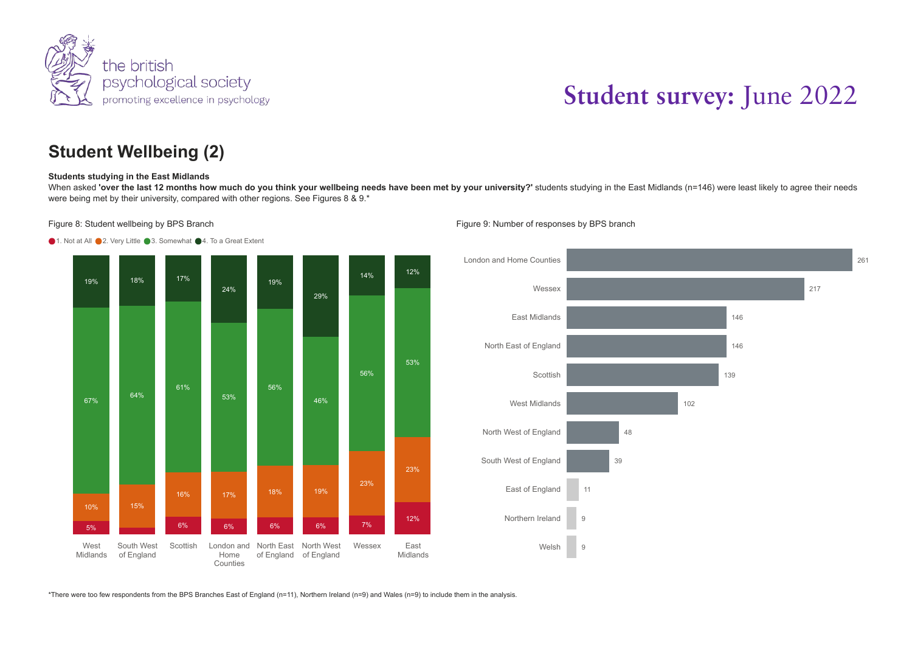Student survey: June 2022

## Student Wellbeing (2)

**Students studying in the East Midlands**

When asked **'over the last 12 months how much do you think your wellbeing needs have been met by your university?'** students studying in the East Midlands (n=146) were least likely to agree their needs were being met by their university, compared with other regions. See Figures 8 & 9.*

Figure 8: Student wellbeing by BPS Branch

1. Not at All
2. Very Little
3. Somewhat
4. To a Great Extent

West Midlands: 19%, 67%, 10%, 5%

South West of England: 18%, 64%, 15%

Scottish: 17%, 61%, 16%, 6%

London and Home Counties: 24%, 53%, 17%, 6%

North East of England: 19%, 56%, 18%, 6%

North West of England: 29%, 46%, 19%, 6%

Wessex: 14%, 56%, 23%, 7%

East Midlands: 12%, 53%, 23%, 12%

Figure 9: Number of responses by BPS branch

London and Home Counties 261

Wessex 217

East Midlands 146

North East of England 146

Scottish 139

West Midlands 102

North West of England 48

South West of England 39

East of England 11

Northern Ireland 9

Welsh 9

*There were too few respondents from the BPS Branches East of England (n=11), Northern Ireland (n=9) and Wales (n=9) to include them in the analysis.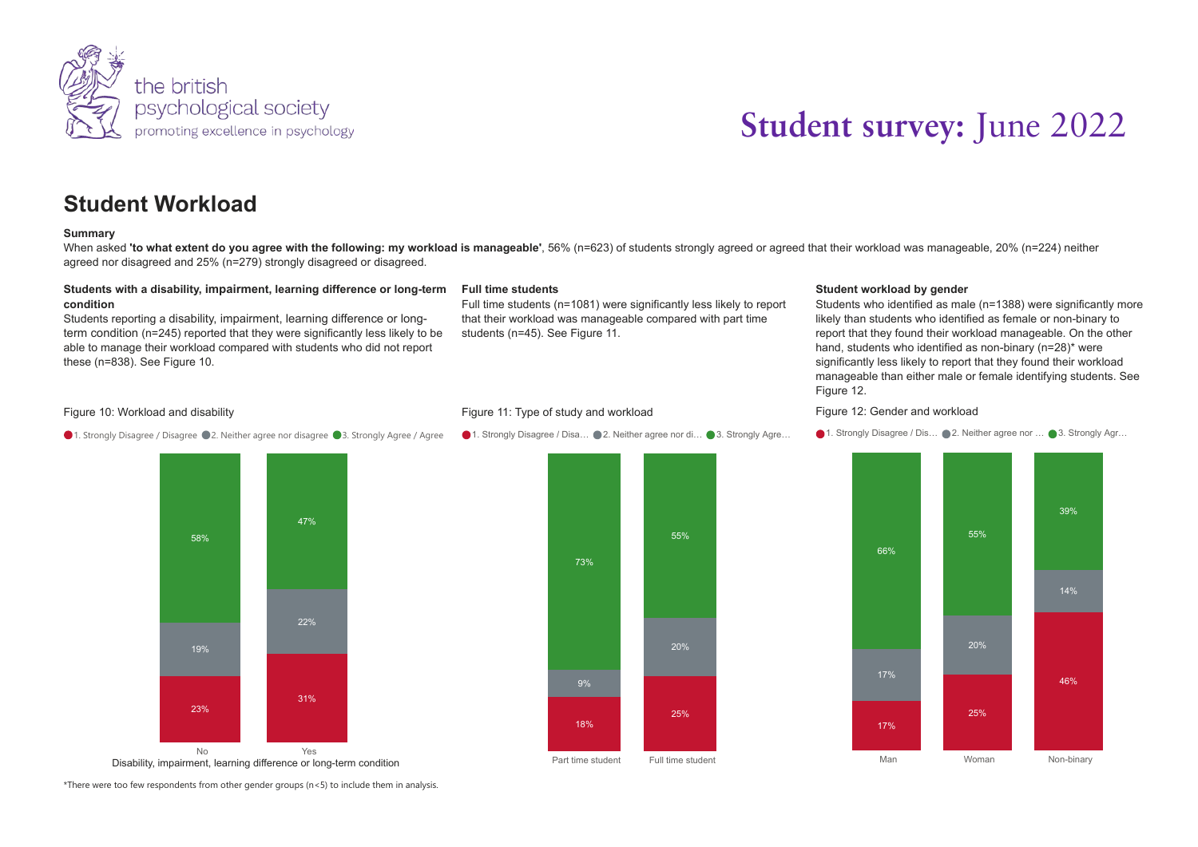# Student survey: June 2022

## Student Workload

### Summary

When asked **'to what extent do you agree with the following: my workload is manageable'**, 56% (n=623) of students strongly agreed or agreed that their workload was manageable, 20% (n=224) neither agreed nor disagreed and 25% (n=279) strongly disagreed or disagreed.

### Students with a disability, impairment, learning difference or long-term condition

Students reporting a disability, impairment, learning difference or long-term condition (n=245) reported that they were significantly less likely to be able to manage their workload compared with students who did not report these (n=838). See Figure 10.

Figure 10: Workload and disability

1. Strongly Disagree / Disagree
2. Neither agree nor disagree
3. Strongly Agree / Agree

No: 58%, 19%, 23%

Yes: 47%, 22%, 31%

Disability, impairment, learning difference or long-term condition

### Full time students

Full time students (n=1081) were significantly less likely to report that their workload was manageable compared with part time students (n=45). See Figure 11.

Figure 11: Type of study and workload

1. Strongly Disagree / Disa…
2. Neither agree nor di…
3. Strongly Agre…

Part time student: 73%, 9%, 18%

Full time student: 55%, 20%, 25%

### Student workload by gender

Students who identified as male (n=1388) were significantly more likely than students who identified as female or non-binary to report that they found their workload manageable. On the other hand, students who identified as non-binary (n=28)* were significantly less likely to report that they found their workload manageable than either male or female identifying students. See Figure 12.

Figure 12: Gender and workload

1. Strongly Disagree / Dis…
2. Neither agree nor …
3. Strongly Agr…

Man: 66%, 17%, 17%

Woman: 55%, 20%, 25%

Non-binary: 39%, 14%, 46%

*There were too few respondents from other gender groups (n<5) to include them in analysis.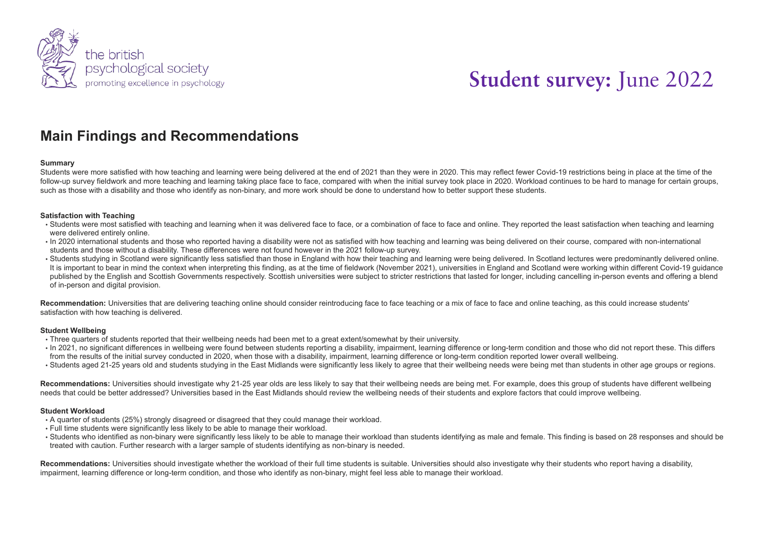the british psychological society

promoting excellence in psychology

# Student survey: June 2022

## Main Findings and Recommendations

### Summary

Students were more satisfied with how teaching and learning were being delivered at the end of 2021 than they were in 2020. This may reflect fewer Covid-19 restrictions being in place at the time of the follow-up survey fieldwork and more teaching and learning taking place face to face, compared with when the initial survey took place in 2020. Workload continues to be hard to manage for certain groups, such as those with a disability and those who identify as non-binary, and more work should be done to understand how to better support these students.

### Satisfaction with Teaching

- Students were most satisfied with teaching and learning when it was delivered face to face, or a combination of face to face and online. They reported the least satisfaction when teaching and learning were delivered entirely online.
- In 2020 international students and those who reported having a disability were not as satisfied with how teaching and learning was being delivered on their course, compared with non-international students and those without a disability. These differences were not found however in the 2021 follow-up survey.
- Students studying in Scotland were significantly less satisfied than those in England with how their teaching and learning were being delivered. In Scotland lectures were predominantly delivered online. It is important to bear in mind the context when interpreting this finding, as at the time of fieldwork (November 2021), universities in England and Scotland were working within different Covid-19 guidance published by the English and Scottish Governments respectively. Scottish universities were subject to stricter restrictions that lasted for longer, including cancelling in-person events and offering a blend of in-person and digital provision.

**Recommendation:** Universities that are delivering teaching online should consider reintroducing face to face teaching or a mix of face to face and online teaching, as this could increase students' satisfaction with how teaching is delivered.

### Student Wellbeing

- Three quarters of students reported that their wellbeing needs had been met to a great extent/somewhat by their university.
- In 2021, no significant differences in wellbeing were found between students reporting a disability, impairment, learning difference or long-term condition and those who did not report these. This differs from the results of the initial survey conducted in 2020, when those with a disability, impairment, learning difference or long-term condition reported lower overall wellbeing.
- Students aged 21-25 years old and students studying in the East Midlands were significantly less likely to agree that their wellbeing needs were being met than students in other age groups or regions.

**Recommendations:** Universities should investigate why 21-25 year olds are less likely to say that their wellbeing needs are being met. For example, does this group of students have different wellbeing needs that could be better addressed? Universities based in the East Midlands should review the wellbeing needs of their students and explore factors that could improve wellbeing.

### Student Workload

- A quarter of students (25%) strongly disagreed or disagreed that they could manage their workload.
- Full time students were significantly less likely to be able to manage their workload.
- Students who identified as non-binary were significantly less likely to be able to manage their workload than students identifying as male and female. This finding is based on 28 responses and should be treated with caution. Further research with a larger sample of students identifying as non-binary is needed.

**Recommendations:** Universities should investigate whether the workload of their full time students is suitable. Universities should also investigate why their students who report having a disability, impairment, learning difference or long-term condition, and those who identify as non-binary, might feel less able to manage their workload.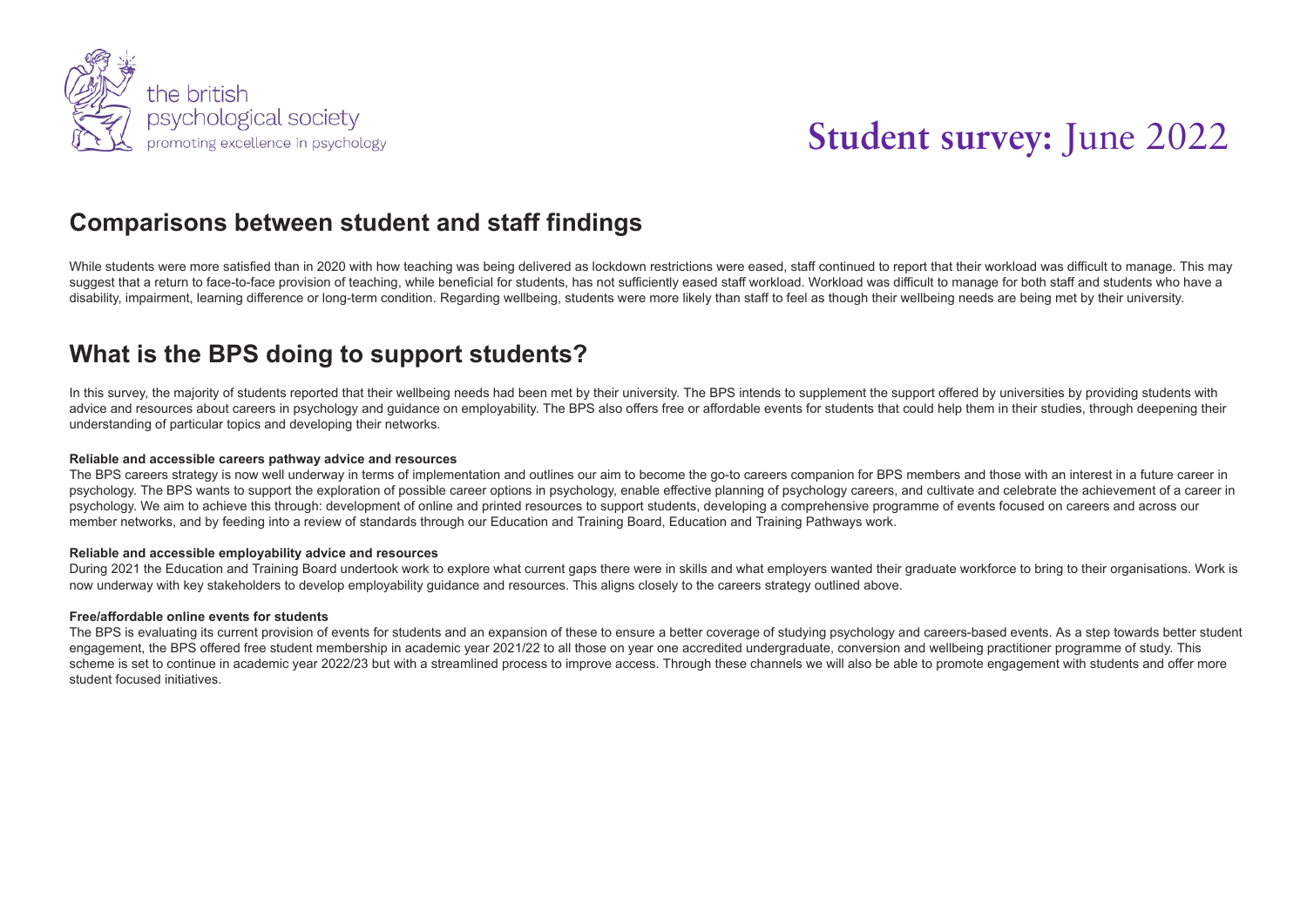## Comparisons between student and staff findings

While students were more satisfied than in 2020 with how teaching was being delivered as lockdown restrictions were eased, staff continued to report that their workload was difficult to manage. This may suggest that a return to face-to-face provision of teaching, while beneficial for students, has not sufficiently eased staff workload. Workload was difficult to manage for both staff and students who have a disability, impairment, learning difference or long-term condition. Regarding wellbeing, students were more likely than staff to feel as though their wellbeing needs are being met by their university.

## What is the BPS doing to support students?

In this survey, the majority of students reported that their wellbeing needs had been met by their university. The BPS intends to supplement the support offered by universities by providing students with advice and resources about careers in psychology and guidance on employability. The BPS also offers free or affordable events for students that could help them in their studies, through deepening their understanding of particular topics and developing their networks.

**Reliable and accessible careers pathway advice and resources**

The BPS careers strategy is now well underway in terms of implementation and outlines our aim to become the go-to careers companion for BPS members and those with an interest in a future career in psychology. The BPS wants to support the exploration of possible career options in psychology, enable effective planning of psychology careers, and cultivate and celebrate the achievement of a career in psychology. We aim to achieve this through: development of online and printed resources to support students, developing a comprehensive programme of events focused on careers and across our member networks, and by feeding into a review of standards through our Education and Training Board, Education and Training Pathways work.

**Reliable and accessible employability advice and resources**

During 2021 the Education and Training Board undertook work to explore what current gaps there were in skills and what employers wanted their graduate workforce to bring to their organisations. Work is now underway with key stakeholders to develop employability guidance and resources. This aligns closely to the careers strategy outlined above.

**Free/affordable online events for students**

The BPS is evaluating its current provision of events for students and an expansion of these to ensure a better coverage of studying psychology and careers-based events. As a step towards better student engagement, the BPS offered free student membership in academic year 2021/22 to all those on year one accredited undergraduate, conversion and wellbeing practitioner programme of study. This scheme is set to continue in academic year 2022/23 but with a streamlined process to improve access. Through these channels we will also be able to promote engagement with students and offer more student focused initiatives.